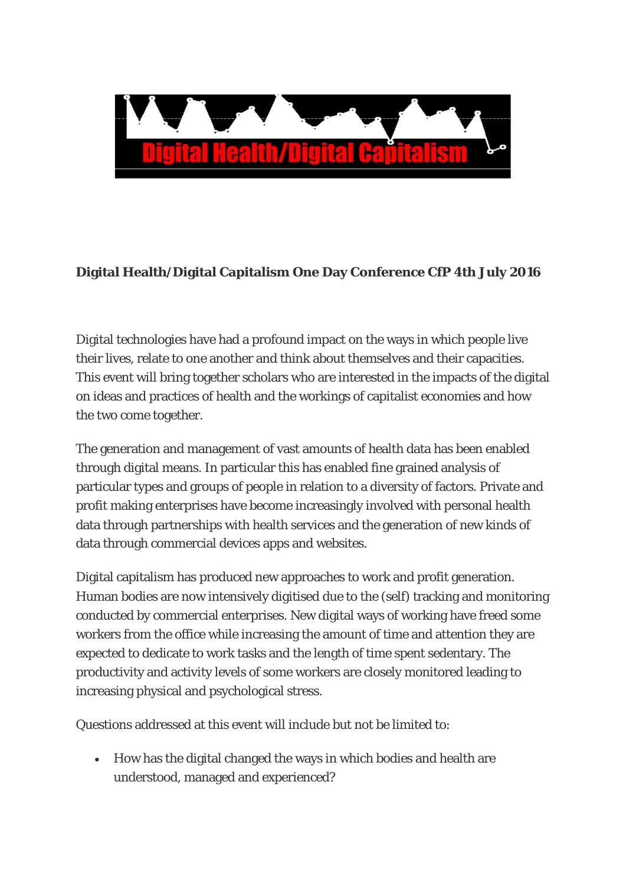Digital Health/Digital Capitalism

**Digital Health/Digital Capitalism One Day Conference CfP 4th July 2016**

Digital technologies have had a profound impact on the ways in which people live their lives, relate to one another and think about themselves and their capacities. This event will bring together scholars who are interested in the impacts of the digital on ideas and practices of health and the workings of capitalist economies and how the two come together.

The generation and management of vast amounts of health data has been enabled through digital means. In particular this has enabled fine grained analysis of particular types and groups of people in relation to a diversity of factors. Private and profit making enterprises have become increasingly involved with personal health data through partnerships with health services and the generation of new kinds of data through commercial devices apps and websites.

Digital capitalism has produced new approaches to work and profit generation. Human bodies are now intensively digitised due to the (self) tracking and monitoring conducted by commercial enterprises. New digital ways of working have freed some workers from the office while increasing the amount of time and attention they are expected to dedicate to work tasks and the length of time spent sedentary. The productivity and activity levels of some workers are closely monitored leading to increasing physical and psychological stress.

Questions addressed at this event will include but not be limited to:

- How has the digital changed the ways in which bodies and health are understood, managed and experienced?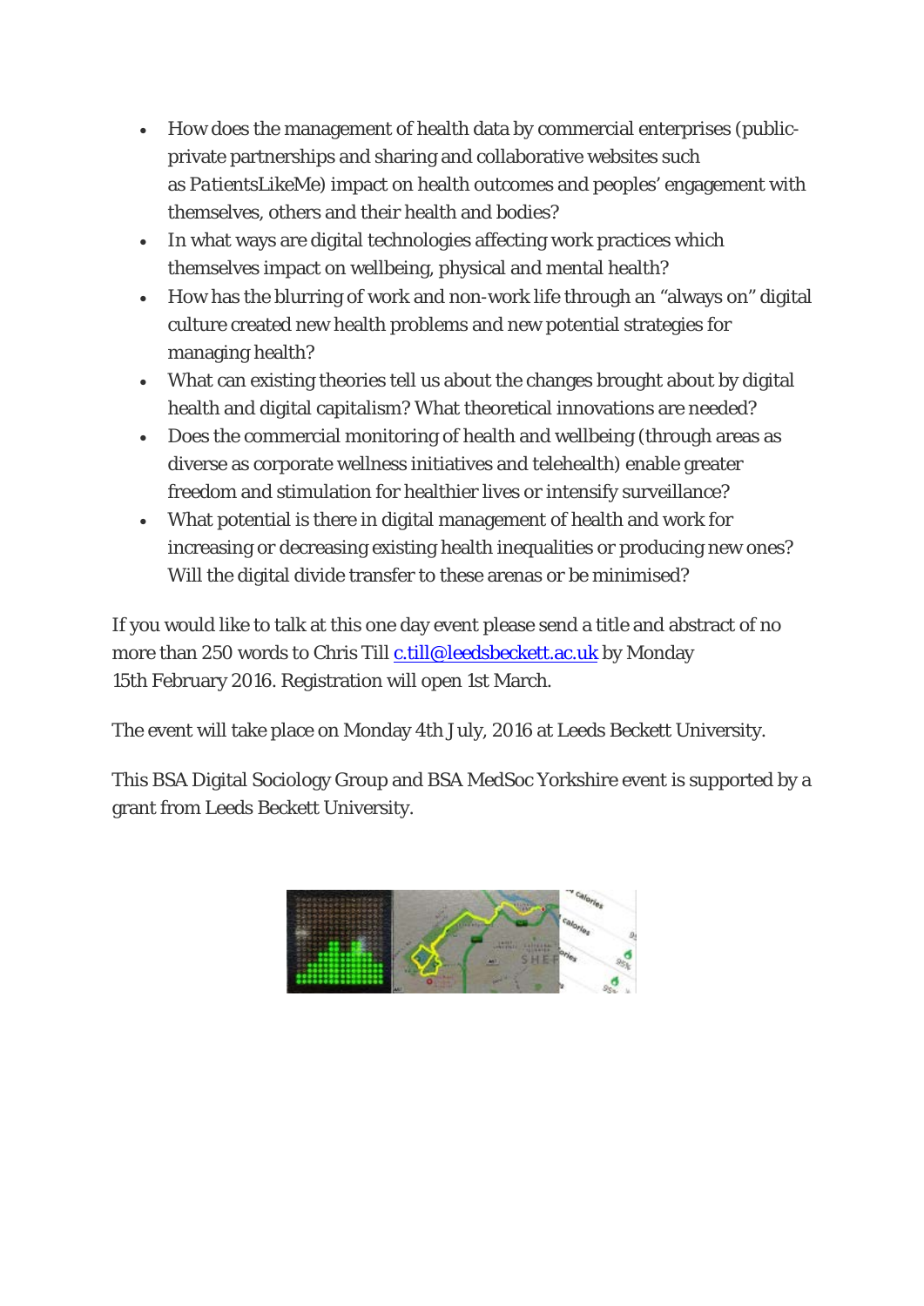- How does the management of health data by commercial enterprises (public-private partnerships and sharing and collaborative websites such as *PatientsLikeMe*) impact on health outcomes and peoples' engagement with themselves, others and their health and bodies?
- In what ways are digital technologies affecting work practices which themselves impact on wellbeing, physical and mental health?
- How has the blurring of work and non-work life through an "always on" digital culture created new health problems and new potential strategies for managing health?
- What can existing theories tell us about the changes brought about by digital health and digital capitalism? What theoretical innovations are needed?
- Does the commercial monitoring of health and wellbeing (through areas as diverse as corporate wellness initiatives and telehealth) enable greater freedom and stimulation for healthier lives or intensify surveillance?
- What potential is there in digital management of health and work for increasing or decreasing existing health inequalities or producing new ones? Will the digital divide transfer to these arenas or be minimised?

If you would like to talk at this one day event please send a title and abstract of no more than 250 words to Chris Till [c.till@leedsbeckett.ac.uk](mailto:c.till@leedsbeckett.ac.uk) by Monday 15th February 2016. Registration will open 1st March.

The event will take place on Monday 4th July, 2016 at Leeds Beckett University.

This BSA Digital Sociology Group and BSA MedSoc Yorkshire event is supported by a grant from Leeds Beckett University.